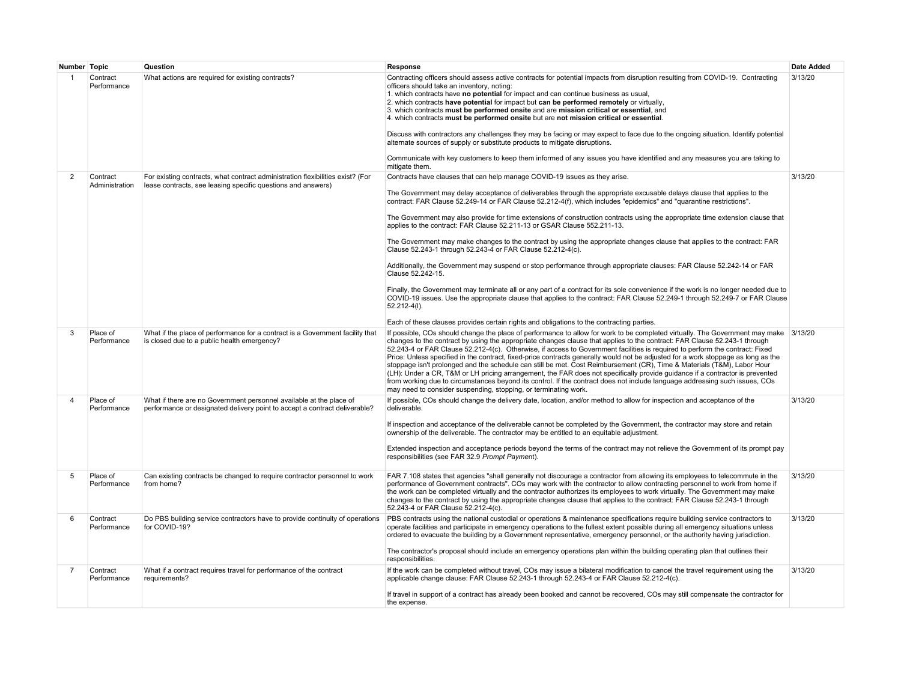| Number | Topic | Question | Response | Date Added |
|---|---|---|---|---|
| 1 | Contract Performance | What actions are required for existing contracts? | Contracting officers should assess active contracts for potential impacts from disruption resulting from COVID-19. Contracting officers should take an inventory, noting:<br>1. which contracts have **no potential** for impact and can continue business as usual,<br>2. which contracts **have potential** for impact but **can be performed remotely** or virtually,<br>3. which contracts **must be performed onsite** and are **mission critical or essential**, and<br>4. which contracts **must be performed onsite** but are **not mission critical or essential**.<br><br>Discuss with contractors any challenges they may be facing or may expect to face due to the ongoing situation. Identify potential alternate sources of supply or substitute products to mitigate disruptions.<br><br>Communicate with key customers to keep them informed of any issues you have identified and any measures you are taking to mitigate them. | 3/13/20 |
| 2 | Contract Administration | For existing contracts, what contract administration flexibilities exist? (For lease contracts, see leasing specific questions and answers) | Contracts have clauses that can help manage COVID-19 issues as they arise.<br><br>The Government may delay acceptance of deliverables through the appropriate excusable delays clause that applies to the contract: FAR Clause 52.249-14 or FAR Clause 52.212-4(f), which includes "epidemics" and "quarantine restrictions".<br><br>The Government may also provide for time extensions of construction contracts using the appropriate time extension clause that applies to the contract: FAR Clause 52.211-13 or GSAR Clause 552.211-13.<br><br>The Government may make changes to the contract by using the appropriate changes clause that applies to the contract: FAR Clause 52.243-1 through 52.243-4 or FAR Clause 52.212-4(c).<br><br>Additionally, the Government may suspend or stop performance through appropriate clauses: FAR Clause 52.242-14 or FAR Clause 52.242-15.<br><br>Finally, the Government may terminate all or any part of a contract for its sole convenience if the work is no longer needed due to COVID-19 issues. Use the appropriate clause that applies to the contract: FAR Clause 52.249-1 through 52.249-7 or FAR Clause 52.212-4(l).<br><br>Each of these clauses provides certain rights and obligations to the contracting parties. | 3/13/20 |
| 3 | Place of Performance | What if the place of performance for a contract is a Government facility that is closed due to a public health emergency? | If possible, COs should change the place of performance to allow for work to be completed virtually. The Government may make changes to the contract by using the appropriate changes clause that applies to the contract: FAR Clause 52.243-1 through 52.243-4 or FAR Clause 52.212-4(c). Otherwise, if access to Government facilities is required to perform the contract: Fixed Price: Unless specified in the contract, fixed-price contracts generally would not be adjusted for a work stoppage as long as the stoppage isn't prolonged and the schedule can still be met. Cost Reimbursement (CR), Time & Materials (T&M), Labor Hour (LH): Under a CR, T&M or LH pricing arrangement, the FAR does not specifically provide guidance if a contractor is prevented from working due to circumstances beyond its control. If the contract does not include language addressing such issues, COs may need to consider suspending, stopping, or terminating work. | 3/13/20 |
| 4 | Place of Performance | What if there are no Government personnel available at the place of performance or designated delivery point to accept a contract deliverable? | If possible, COs should change the delivery date, location, and/or method to allow for inspection and acceptance of the deliverable.<br><br>If inspection and acceptance of the deliverable cannot be completed by the Government, the contractor may store and retain ownership of the deliverable. The contractor may be entitled to an equitable adjustment.<br><br>Extended inspection and acceptance periods beyond the terms of the contract may not relieve the Government of its prompt pay responsibilities (see FAR 32.9 *Prompt Payment*). | 3/13/20 |
| 5 | Place of Performance | Can existing contracts be changed to require contractor personnel to work from home? | FAR 7.108 states that agencies "shall generally not discourage a contractor from allowing its employees to telecommute in the performance of Government contracts". COs may work with the contractor to allow contracting personnel to work from home if the work can be completed virtually and the contractor authorizes its employees to work virtually. The Government may make changes to the contract by using the appropriate changes clause that applies to the contract: FAR Clause 52.243-1 through 52.243-4 or FAR Clause 52.212-4(c). | 3/13/20 |
| 6 | Contract Performance | Do PBS building service contractors have to provide continuity of operations for COVID-19? | PBS contracts using the national custodial or operations & maintenance specifications require building service contractors to operate facilities and participate in emergency operations to the fullest extent possible during all emergency situations unless ordered to evacuate the building by a Government representative, emergency personnel, or the authority having jurisdiction.<br><br>The contractor's proposal should include an emergency operations plan within the building operating plan that outlines their responsibilities. | 3/13/20 |
| 7 | Contract Performance | What if a contract requires travel for performance of the contract requirements? | If the work can be completed without travel, COs may issue a bilateral modification to cancel the travel requirement using the applicable change clause: FAR Clause 52.243-1 through 52.243-4 or FAR Clause 52.212-4(c).<br><br>If travel in support of a contract has already been booked and cannot be recovered, COs may still compensate the contractor for the expense. | 3/13/20 |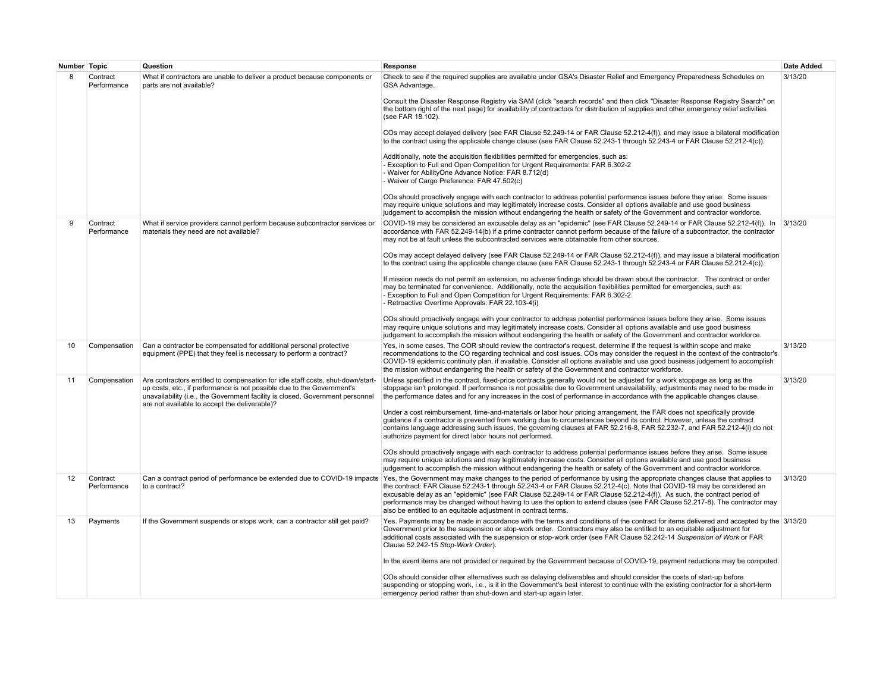| Number | Topic | Question | Response | Date Added |
|---|---|---|---|---|
| 8 | Contract Performance | What if contractors are unable to deliver a product because components or parts are not available? | Check to see if the required supplies are available under GSA's Disaster Relief and Emergency Preparedness Schedules on GSA Advantage.<br><br>Consult the Disaster Response Registry via SAM (click "search records" and then click "Disaster Response Registry Search" on the bottom right of the next page) for availability of contractors for distribution of supplies and other emergency relief activities (see FAR 18.102).<br><br>COs may accept delayed delivery (see FAR Clause 52.249-14 or FAR Clause 52.212-4(f)), and may issue a bilateral modification to the contract using the applicable change clause (see FAR Clause 52.243-1 through 52.243-4 or FAR Clause 52.212-4(c)).<br><br>Additionally, note the acquisition flexibilities permitted for emergencies, such as:<br>- Exception to Full and Open Competition for Urgent Requirements: FAR 6.302-2<br>- Waiver for AbilityOne Advance Notice: FAR 8.712(d)<br>- Waiver of Cargo Preference: FAR 47.502(c)<br><br>COs should proactively engage with each contractor to address potential performance issues before they arise. Some issues may require unique solutions and may legitimately increase costs. Consider all options available and use good business judgement to accomplish the mission without endangering the health or safety of the Government and contractor workforce. | 3/13/20 |
| 9 | Contract Performance | What if service providers cannot perform because subcontractor services or materials they need are not available? | COVID-19 may be considered an excusable delay as an "epidemic" (see FAR Clause 52.249-14 or FAR Clause 52.212-4(f)). In accordance with FAR 52.249-14(b) if a prime contractor cannot perform because of the failure of a subcontractor, the contractor may not be at fault unless the subcontracted services were obtainable from other sources.<br><br>COs may accept delayed delivery (see FAR Clause 52.249-14 or FAR Clause 52.212-4(f)), and may issue a bilateral modification to the contract using the applicable change clause (see FAR Clause 52.243-1 through 52.243-4 or FAR Clause 52.212-4(c)).<br><br>If mission needs do not permit an extension, no adverse findings should be drawn about the contractor. The contract or order may be terminated for convenience. Additionally, note the acquisition flexibilities permitted for emergencies, such as:<br>- Exception to Full and Open Competition for Urgent Requirements: FAR 6.302-2<br>- Retroactive Overtime Approvals: FAR 22.103-4(i)<br><br>COs should proactively engage with your contractor to address potential performance issues before they arise. Some issues may require unique solutions and may legitimately increase costs. Consider all options available and use good business judgement to accomplish the mission without endangering the health or safety of the Government and contractor workforce. | 3/13/20 |
| 10 | Compensation | Can a contractor be compensated for additional personal protective equipment (PPE) that they feel is necessary to perform a contract? | Yes, in some cases. The COR should review the contractor's request, determine if the request is within scope and make recommendations to the CO regarding technical and cost issues. COs may consider the request in the context of the contractor's COVID-19 epidemic continuity plan, if available. Consider all options available and use good business judgement to accomplish the mission without endangering the health or safety of the Government and contractor workforce. | 3/13/20 |
| 11 | Compensation | Are contractors entitled to compensation for idle staff costs, shut-down/start-up costs, etc., if performance is not possible due to the Government's unavailability (i.e., the Government facility is closed, Government personnel are not available to accept the deliverable)? | Unless specified in the contract, fixed-price contracts generally would not be adjusted for a work stoppage as long as the stoppage isn't prolonged. If performance is not possible due to Government unavailability, adjustments may need to be made in the performance dates and for any increases in the cost of performance in accordance with the applicable changes clause.<br><br>Under a cost reimbursement, time-and-materials or labor hour pricing arrangement, the FAR does not specifically provide guidance if a contractor is prevented from working due to circumstances beyond its control. However, unless the contract contains language addressing such issues, the governing clauses at FAR 52.216-8, FAR 52.232-7, and FAR 52.212-4(i) do not authorize payment for direct labor hours not performed.<br><br>COs should proactively engage with each contractor to address potential performance issues before they arise. Some issues may require unique solutions and may legitimately increase costs. Consider all options available and use good business judgement to accomplish the mission without endangering the health or safety of the Government and contractor workforce. | 3/13/20 |
| 12 | Contract Performance | Can a contract period of performance be extended due to COVID-19 impacts to a contract? | Yes, the Government may make changes to the period of performance by using the appropriate changes clause that applies to the contract: FAR Clause 52.243-1 through 52.243-4 or FAR Clause 52.212-4(c). Note that COVID-19 may be considered an excusable delay as an "epidemic" (see FAR Clause 52.249-14 or FAR Clause 52.212-4(f)). As such, the contract period of performance may be changed without having to use the option to extend clause (see FAR Clause 52.217-8). The contractor may also be entitled to an equitable adjustment in contract terms. | 3/13/20 |
| 13 | Payments | If the Government suspends or stops work, can a contractor still get paid? | Yes. Payments may be made in accordance with the terms and conditions of the contract for items delivered and accepted by the Government prior to the suspension or stop-work order. Contractors may also be entitled to an equitable adjustment for additional costs associated with the suspension or stop-work order (see FAR Clause 52.242-14 *Suspension of Work* or FAR Clause 52.242-15 *Stop-Work Order*).<br><br>In the event items are not provided or required by the Government because of COVID-19, payment reductions may be computed.<br><br>COs should consider other alternatives such as delaying deliverables and should consider the costs of start-up before suspending or stopping work, i.e., is it in the Government's best interest to continue with the existing contractor for a short-term emergency period rather than shut-down and start-up again later. | 3/13/20 |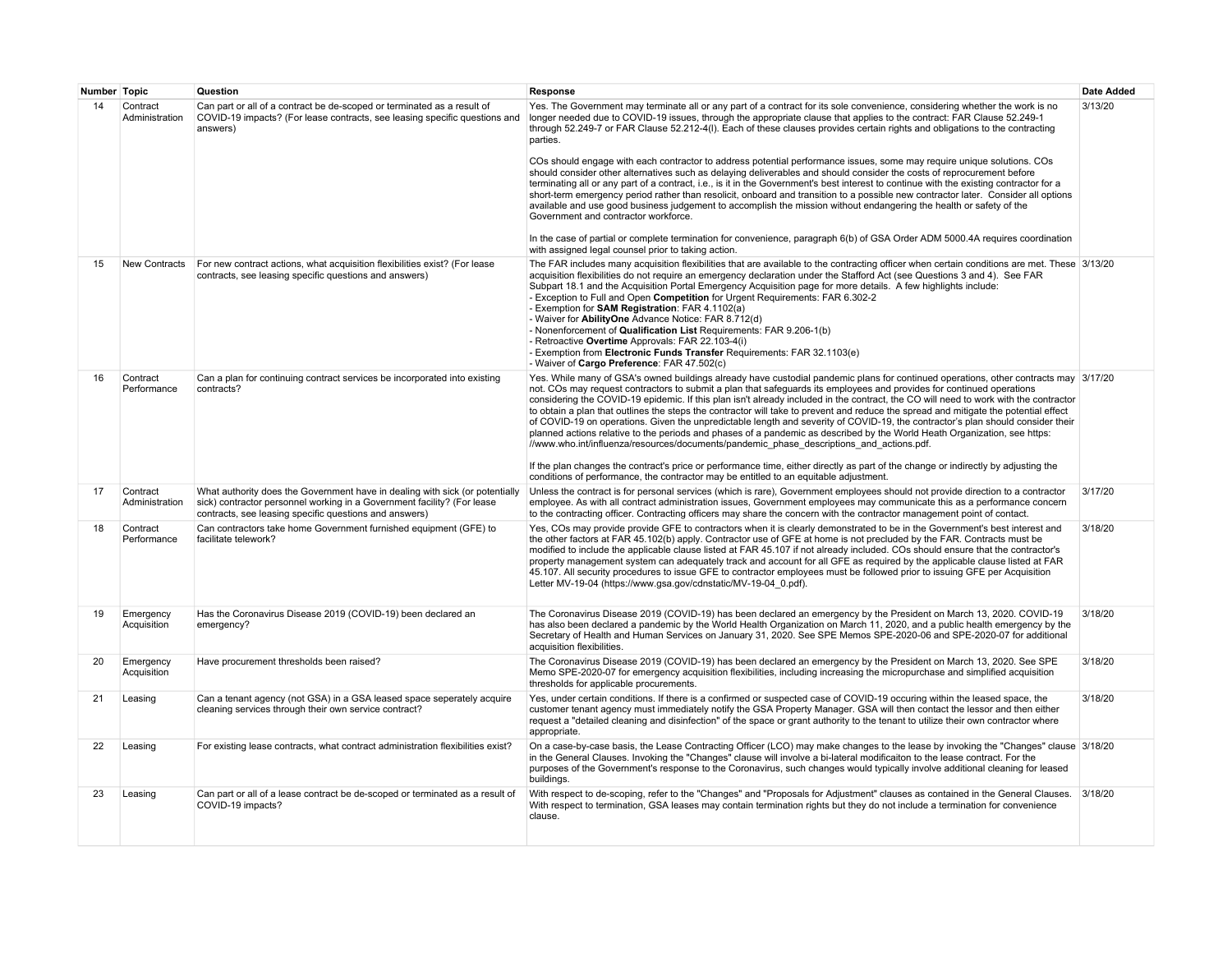| Number | Topic | Question | Response | Date Added |
|---|---|---|---|---|
| 14 | Contract Administration | Can part or all of a contract be de-scoped or terminated as a result of COVID-19 impacts? (For lease contracts, see leasing specific questions and answers) | Yes. The Government may terminate all or any part of a contract for its sole convenience, considering whether the work is no longer needed due to COVID-19 issues, through the appropriate clause that applies to the contract: FAR Clause 52.249-1 through 52.249-7 or FAR Clause 52.212-4(l). Each of these clauses provides certain rights and obligations to the contracting parties.<br><br>COs should engage with each contractor to address potential performance issues, some may require unique solutions. COs should consider other alternatives such as delaying deliverables and should consider the costs of reprocurement before terminating all or any part of a contract, i.e., is it in the Government's best interest to continue with the existing contractor for a short-term emergency period rather than resolicit, onboard and transition to a possible new contractor later. Consider all options available and use good business judgement to accomplish the mission without endangering the health or safety of the Government and contractor workforce.<br><br>In the case of partial or complete termination for convenience, paragraph 6(b) of GSA Order ADM 5000.4A requires coordination with assigned legal counsel prior to taking action. | 3/13/20 |
| 15 | New Contracts | For new contract actions, what acquisition flexibilities exist? (For lease contracts, see leasing specific questions and answers) | The FAR includes many acquisition flexibilities that are available to the contracting officer when certain conditions are met. These acquisition flexibilities do not require an emergency declaration under the Stafford Act (see Questions 3 and 4). See FAR Subpart 18.1 and the Acquisition Portal Emergency Acquisition page for more details. A few highlights include:<br>- Exception to Full and Open **Competition** for Urgent Requirements: FAR 6.302-2<br>- Exemption for **SAM Registration**: FAR 4.1102(a)<br>- Waiver for **AbilityOne** Advance Notice: FAR 8.712(d)<br>- Nonenforcement of **Qualification List** Requirements: FAR 9.206-1(b)<br>- Retroactive **Overtime** Approvals: FAR 22.103-4(i)<br>- Exemption from **Electronic Funds Transfer** Requirements: FAR 32.1103(e)<br>- Waiver of **Cargo Preference**: FAR 47.502(c) | 3/13/20 |
| 16 | Contract Performance | Can a plan for continuing contract services be incorporated into existing contracts? | Yes. While many of GSA's owned buildings already have custodial pandemic plans for continued operations, other contracts may not. COs may request contractors to submit a plan that safeguards its employees and provides for continued operations considering the COVID-19 epidemic. If this plan isn't already included in the contract, the CO will need to work with the contractor to obtain a plan that outlines the steps the contractor will take to prevent and reduce the spread and mitigate the potential effect of COVID-19 on operations. Given the unpredictable length and severity of COVID-19, the contractor's plan should consider their planned actions relative to the periods and phases of a pandemic as described by the World Heath Organization, see https://www.who.int/influenza/resources/documents/pandemic_phase_descriptions_and_actions.pdf.<br><br>If the plan changes the contract's price or performance time, either directly as part of the change or indirectly by adjusting the conditions of performance, the contractor may be entitled to an equitable adjustment. | 3/17/20 |
| 17 | Contract Administration | What authority does the Government have in dealing with sick (or potentially sick) contractor personnel working in a Government facility? (For lease contracts, see leasing specific questions and answers) | Unless the contract is for personal services (which is rare), Government employees should not provide direction to a contractor employee. As with all contract administration issues, Government employees may communicate this as a performance concern to the contracting officer. Contracting officers may share the concern with the contractor management point of contact. | 3/17/20 |
| 18 | Contract Performance | Can contractors take home Government furnished equipment (GFE) to facilitate telework? | Yes, COs may provide provide GFE to contractors when it is clearly demonstrated to be in the Government's best interest and the other factors at FAR 45.102(b) apply. Contractor use of GFE at home is not precluded by the FAR. Contracts must be modified to include the applicable clause listed at FAR 45.107 if not already included. COs should ensure that the contractor's property management system can adequately track and account for all GFE as required by the applicable clause listed at FAR 45.107. All security procedures to issue GFE to contractor employees must be followed prior to issuing GFE per Acquisition Letter MV-19-04 (https://www.gsa.gov/cdnstatic/MV-19-04_0.pdf). | 3/18/20 |
| 19 | Emergency Acquisition | Has the Coronavirus Disease 2019 (COVID-19) been declared an emergency? | The Coronavirus Disease 2019 (COVID-19) has been declared an emergency by the President on March 13, 2020. COVID-19 has also been declared a pandemic by the World Health Organization on March 11, 2020, and a public health emergency by the Secretary of Health and Human Services on January 31, 2020. See SPE Memos SPE-2020-06 and SPE-2020-07 for additional acquisition flexibilities. | 3/18/20 |
| 20 | Emergency Acquisition | Have procurement thresholds been raised? | The Coronavirus Disease 2019 (COVID-19) has been declared an emergency by the President on March 13, 2020. See SPE Memo SPE-2020-07 for emergency acquisition flexibilities, including increasing the micropurchase and simplified acquisition thresholds for applicable procurements. | 3/18/20 |
| 21 | Leasing | Can a tenant agency (not GSA) in a GSA leased space seperately acquire cleaning services through their own service contract? | Yes, under certain conditions. If there is a confirmed or suspected case of COVID-19 occuring within the leased space, the customer tenant agency must immediately notify the GSA Property Manager. GSA will then contact the lessor and then either request a "detailed cleaning and disinfection" of the space or grant authority to the tenant to utilize their own contractor where appropriate. | 3/18/20 |
| 22 | Leasing | For existing lease contracts, what contract administration flexibilities exist? | On a case-by-case basis, the Lease Contracting Officer (LCO) may make changes to the lease by invoking the "Changes" clause in the General Clauses. Invoking the "Changes" clause will involve a bi-lateral modificaiton to the lease contract. For the purposes of the Government's response to the Coronavirus, such changes would typically involve additional cleaning for leased buildings. | 3/18/20 |
| 23 | Leasing | Can part or all of a lease contract be de-scoped or terminated as a result of COVID-19 impacts? | With respect to de-scoping, refer to the "Changes" and "Proposals for Adjustment" clauses as contained in the General Clauses. With respect to termination, GSA leases may contain termination rights but they do not include a termination for convenience clause. | 3/18/20 |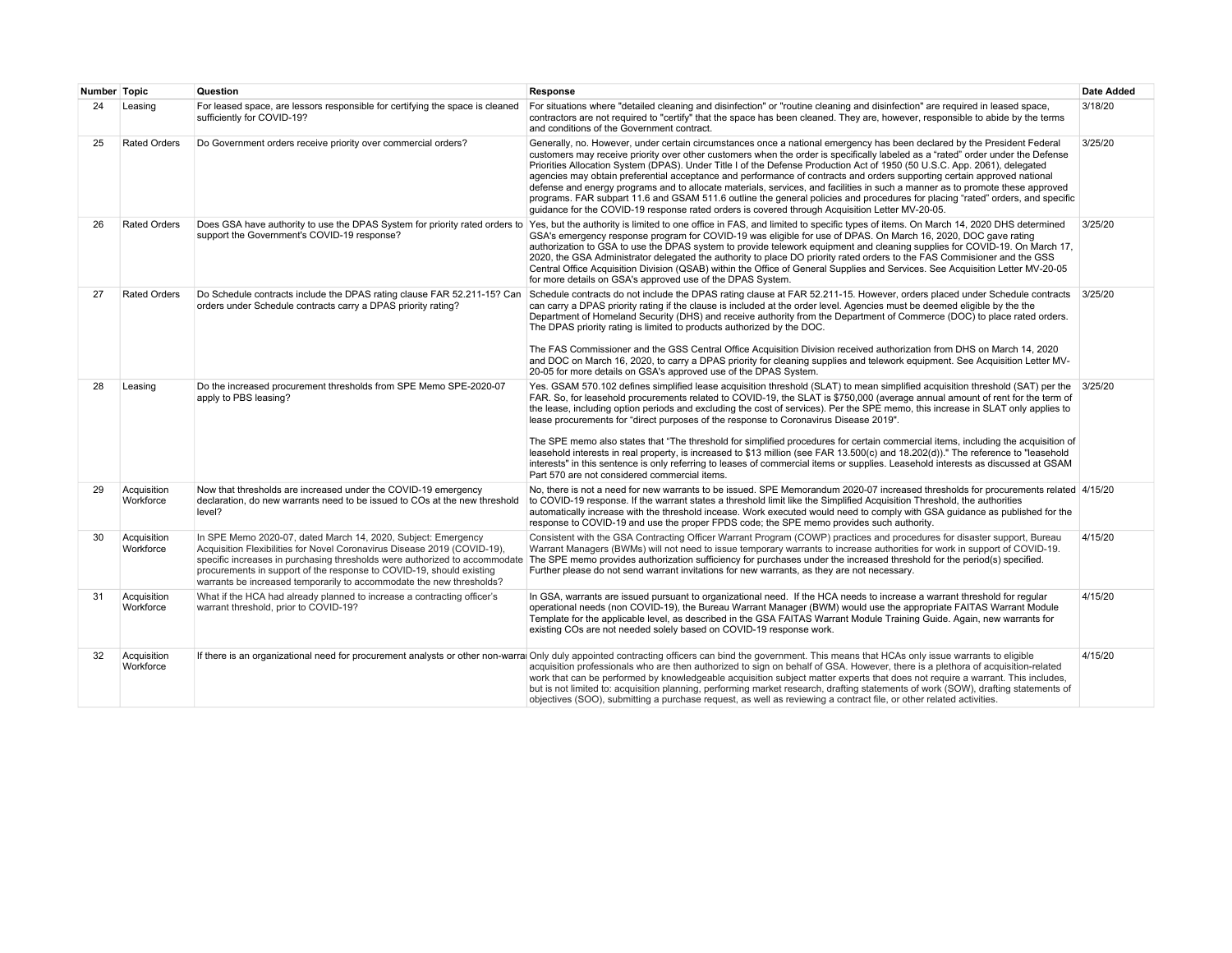| Number | Topic | Question | Response | Date Added |
|---|---|---|---|---|
| 24 | Leasing | For leased space, are lessors responsible for certifying the space is cleaned sufficiently for COVID-19? | For situations where "detailed cleaning and disinfection" or "routine cleaning and disinfection" are required in leased space, contractors are not required to "certify" that the space has been cleaned. They are, however, responsible to abide by the terms and conditions of the Government contract. | 3/18/20 |
| 25 | Rated Orders | Do Government orders receive priority over commercial orders? | Generally, no. However, under certain circumstances once a national emergency has been declared by the President Federal customers may receive priority over other customers when the order is specifically labeled as a "rated" order under the Defense Priorities Allocation System (DPAS). Under Title I of the Defense Production Act of 1950 (50 U.S.C. App. 2061), delegated agencies may obtain preferential acceptance and performance of contracts and orders supporting certain approved national defense and energy programs and to allocate materials, services, and facilities in such a manner as to promote these approved programs. FAR subpart 11.6 and GSAM 511.6 outline the general policies and procedures for placing "rated" orders, and specific guidance for the COVID-19 response rated orders is covered through Acquisition Letter MV-20-05. | 3/25/20 |
| 26 | Rated Orders | Does GSA have authority to use the DPAS System for priority rated orders to support the Government's COVID-19 response? | Yes, but the authority is limited to one office in FAS, and limited to specific types of items. On March 14, 2020 DHS determined GSA's emergency response program for COVID-19 was eligible for use of DPAS. On March 16, 2020, DOC gave rating authorization to GSA to use the DPAS system to provide telework equipment and cleaning supplies for COVID-19. On March 17, 2020, the GSA Administrator delegated the authority to place DO priority rated orders to the FAS Commisioner and the GSS Central Office Acquisition Division (QSAB) within the Office of General Supplies and Services. See Acquisition Letter MV-20-05 for more details on GSA's approved use of the DPAS System. | 3/25/20 |
| 27 | Rated Orders | Do Schedule contracts include the DPAS rating clause FAR 52.211-15? Can orders under Schedule contracts carry a DPAS priority rating? | Schedule contracts do not include the DPAS rating clause at FAR 52.211-15. However, orders placed under Schedule contracts can carry a DPAS priority rating if the clause is included at the order level. Agencies must be deemed eligible by the Department of Homeland Security (DHS) and receive authority from the Department of Commerce (DOC) to place rated orders. The DPAS priority rating is limited to products authorized by the DOC.<br><br>The FAS Commissioner and the GSS Central Office Acquisition Division received authorization from DHS on March 14, 2020 and DOC on March 16, 2020, to carry a DPAS priority for cleaning supplies and telework equipment. See Acquisition Letter MV-20-05 for more details on GSA's approved use of the DPAS System. | 3/25/20 |
| 28 | Leasing | Do the increased procurement thresholds from SPE Memo SPE-2020-07 apply to PBS leasing? | Yes. GSAM 570.102 defines simplified lease acquisition threshold (SLAT) to mean simplified acquisition threshold (SAT) per the FAR. So, for leasehold procurements related to COVID-19, the SLAT is $750,000 (average annual amount of rent for the term of the lease, including option periods and excluding the cost of services). Per the SPE memo, this increase in SLAT only applies to lease procurements for "direct purposes of the response to Coronavirus Disease 2019".<br><br>The SPE memo also states that "The threshold for simplified procedures for certain commercial items, including the acquisition of leasehold interests in real property, is increased to $13 million (see FAR 13.500(c) and 18.202(d))." The reference to "leasehold interests" in this sentence is only referring to leases of commercial items or supplies. Leasehold interests as discussed at GSAM Part 570 are not considered commercial items. | 3/25/20 |
| 29 | Acquisition Workforce | Now that thresholds are increased under the COVID-19 emergency declaration, do new warrants need to be issued to COs at the new threshold level? | No, there is not a need for new warrants to be issued. SPE Memorandum 2020-07 increased thresholds for procurements related to COVID-19 response. If the warrant states a threshold limit like the Simplified Acquisition Threshold, the authorities automatically increase with the threshold incease. Work executed would need to comply with GSA guidance as published for the response to COVID-19 and use the proper FPDS code; the SPE memo provides such authority. | 4/15/20 |
| 30 | Acquisition Workforce | In SPE Memo 2020-07, dated March 14, 2020, Subject: Emergency Acquisition Flexibilities for Novel Coronavirus Disease 2019 (COVID-19), specific increases in purchasing thresholds were authorized to accommodate procurements in support of the response to COVID-19, should existing warrants be increased temporarily to accommodate the new thresholds? | Consistent with the GSA Contracting Officer Warrant Program (COWP) practices and procedures for disaster support, Bureau Warrant Managers (BWMs) will not need to issue temporary warrants to increase authorities for work in support of COVID-19. The SPE memo provides authorization sufficiency for purchases under the increased threshold for the period(s) specified. Further please do not send warrant invitations for new warrants, as they are not necessary. | 4/15/20 |
| 31 | Acquisition Workforce | What if the HCA had already planned to increase a contracting officer's warrant threshold, prior to COVID-19? | In GSA, warrants are issued pursuant to organizational need. If the HCA needs to increase a warrant threshold for regular operational needs (non COVID-19), the Bureau Warrant Manager (BWM) would use the appropriate FAITAS Warrant Module Template for the applicable level, as described in the GSA FAITAS Warrant Module Training Guide. Again, new warrants for existing COs are not needed solely based on COVID-19 response work. | 4/15/20 |
| 32 | Acquisition Workforce | If there is an organizational need for procurement analysts or other non-warra | Only duly appointed contracting officers can bind the government. This means that HCAs only issue warrants to eligible acquisition professionals who are then authorized to sign on behalf of GSA. However, there is a plethora of acquisition-related work that can be performed by knowledgeable acquisition subject matter experts that does not require a warrant. This includes, but is not limited to: acquisition planning, performing market research, drafting statements of work (SOW), drafting statements of objectives (SOO), submitting a purchase request, as well as reviewing a contract file, or other related activities. | 4/15/20 |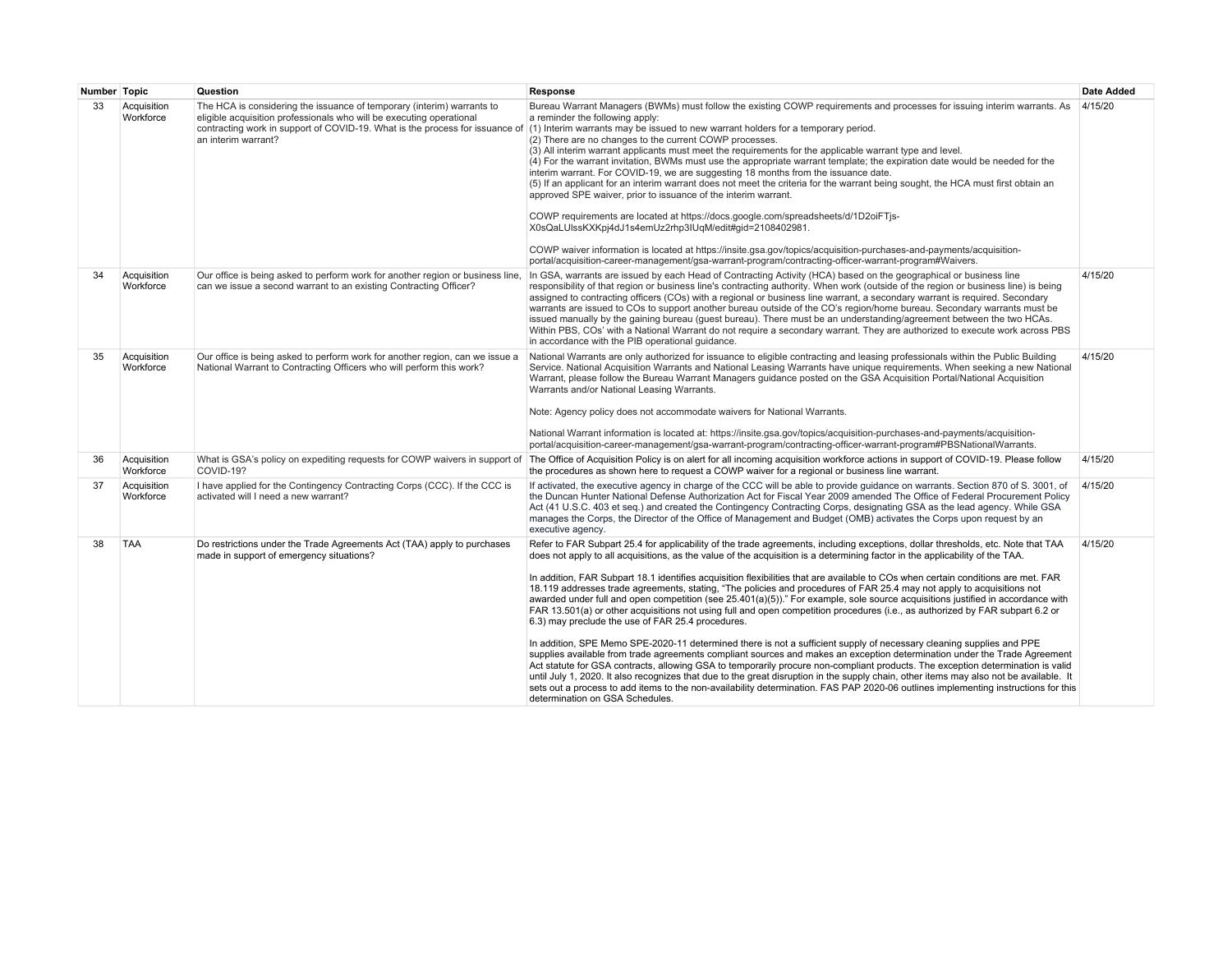| Number | Topic | Question | Response | Date Added |
|---|---|---|---|---|
| 33 | Acquisition Workforce | The HCA is considering the issuance of temporary (interim) warrants to eligible acquisition professionals who will be executing operational contracting work in support of COVID-19. What is the process for issuance of an interim warrant? | Bureau Warrant Managers (BWMs) must follow the existing COWP requirements and processes for issuing interim warrants. As a reminder the following apply:<br>(1) Interim warrants may be issued to new warrant holders for a temporary period.<br>(2) There are no changes to the current COWP processes.<br>(3) All interim warrant applicants must meet the requirements for the applicable warrant type and level.<br>(4) For the warrant invitation, BWMs must use the appropriate warrant template; the expiration date would be needed for the interim warrant. For COVID-19, we are suggesting 18 months from the issuance date.<br>(5) If an applicant for an interim warrant does not meet the criteria for the warrant being sought, the HCA must first obtain an approved SPE waiver, prior to issuance of the interim warrant.<br><br>COWP requirements are located at https://docs.google.com/spreadsheets/d/1D2oiFTjs-X0sQaLUlssKXKpj4dJ1s4emUz2rhp3lUqM/edit#gid=2108402981.<br><br>COWP waiver information is located at https://insite.gsa.gov/topics/acquisition-purchases-and-payments/acquisition-portal/acquisition-career-management/gsa-warrant-program/contracting-officer-warrant-program#Waivers. | 4/15/20 |
| 34 | Acquisition Workforce | Our office is being asked to perform work for another region or business line, can we issue a second warrant to an existing Contracting Officer? | In GSA, warrants are issued by each Head of Contracting Activity (HCA) based on the geographical or business line responsibility of that region or business line's contracting authority. When work (outside of the region or business line) is being assigned to contracting officers (COs) with a regional or business line warrant, a secondary warrant is required. Secondary warrants are issued to COs to support another bureau outside of the CO's region/home bureau. Secondary warrants must be issued manually by the gaining bureau (guest bureau). There must be an understanding/agreement between the two HCAs. Within PBS, COs' with a National Warrant do not require a secondary warrant. They are authorized to execute work across PBS in accordance with the PIB operational guidance. | 4/15/20 |
| 35 | Acquisition Workforce | Our office is being asked to perform work for another region, can we issue a National Warrant to Contracting Officers who will perform this work? | National Warrants are only authorized for issuance to eligible contracting and leasing professionals within the Public Building Service. National Acquisition Warrants and National Leasing Warrants have unique requirements. When seeking a new National Warrant, please follow the Bureau Warrant Managers guidance posted on the GSA Acquisition Portal/National Acquisition Warrants and/or National Leasing Warrants.<br><br>Note: Agency policy does not accommodate waivers for National Warrants.<br><br>National Warrant information is located at: https://insite.gsa.gov/topics/acquisition-purchases-and-payments/acquisition-portal/acquisition-career-management/gsa-warrant-program/contracting-officer-warrant-program#PBSNationalWarrants. | 4/15/20 |
| 36 | Acquisition Workforce | What is GSA's policy on expediting requests for COWP waivers in support of COVID-19? | The Office of Acquisition Policy is on alert for all incoming acquisition workforce actions in support of COVID-19. Please follow the procedures as shown here to request a COWP waiver for a regional or business line warrant. | 4/15/20 |
| 37 | Acquisition Workforce | I have applied for the Contingency Contracting Corps (CCC). If the CCC is activated will I need a new warrant? | If activated, the executive agency in charge of the CCC will be able to provide guidance on warrants. Section 870 of S. 3001, of the Duncan Hunter National Defense Authorization Act for Fiscal Year 2009 amended The Office of Federal Procurement Policy Act (41 U.S.C. 403 et seq.) and created the Contingency Contracting Corps, designating GSA as the lead agency. While GSA manages the Corps, the Director of the Office of Management and Budget (OMB) activates the Corps upon request by an executive agency. | 4/15/20 |
| 38 | TAA | Do restrictions under the Trade Agreements Act (TAA) apply to purchases made in support of emergency situations? | Refer to FAR Subpart 25.4 for applicability of the trade agreements, including exceptions, dollar thresholds, etc. Note that TAA does not apply to all acquisitions, as the value of the acquisition is a determining factor in the applicability of the TAA.<br><br>In addition, FAR Subpart 18.1 identifies acquisition flexibilities that are available to COs when certain conditions are met. FAR 18.119 addresses trade agreements, stating, "The policies and procedures of FAR 25.4 may not apply to acquisitions not awarded under full and open competition (see 25.401(a)(5))." For example, sole source acquisitions justified in accordance with FAR 13.501(a) or other acquisitions not using full and open competition procedures (i.e., as authorized by FAR subpart 6.2 or 6.3) may preclude the use of FAR 25.4 procedures.<br><br>In addition, SPE Memo SPE-2020-11 determined there is not a sufficient supply of necessary cleaning supplies and PPE supplies available from trade agreements compliant sources and makes an exception determination under the Trade Agreement Act statute for GSA contracts, allowing GSA to temporarily procure non-compliant products. The exception determination is valid until July 1, 2020. It also recognizes that due to the great disruption in the supply chain, other items may also not be available. It sets out a process to add items to the non-availability determination. FAS PAP 2020-06 outlines implementing instructions for this determination on GSA Schedules. | 4/15/20 |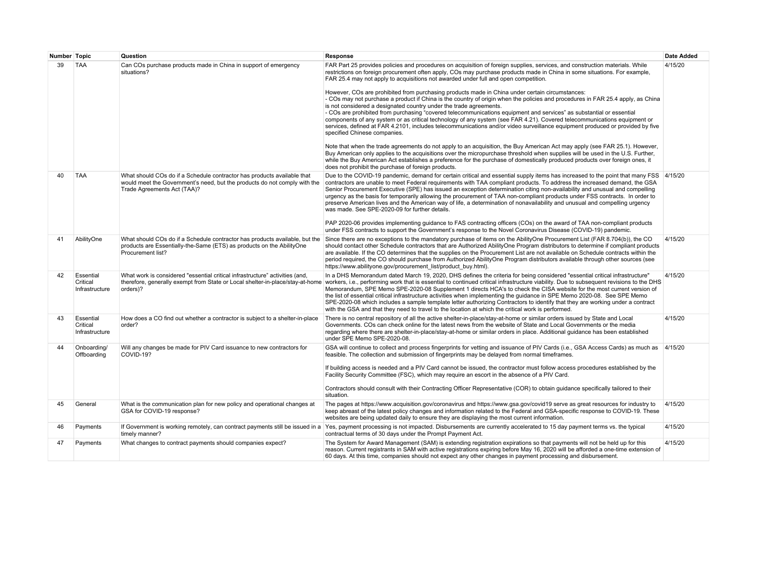| Number | Topic | Question | Response | Date Added |
|---|---|---|---|---|
| 39 | TAA | Can COs purchase products made in China in support of emergency situations? | FAR Part 25 provides policies and procedures on acquisition of foreign supplies, services, and construction materials. While restrictions on foreign procurement often apply, COs may purchase products made in China in some situations. For example, FAR 25.4 may not apply to acquisitions not awarded under full and open competition.<br><br>However, COs are prohibited from purchasing products made in China under certain circumstances:<br>- COs may not purchase a product if China is the country of origin when the policies and procedures in FAR 25.4 apply, as China is not considered a designated country under the trade agreements.<br>- COs are prohibited from purchasing "covered telecommunications equipment and services" as substantial or essential components of any system or as critical technology of any system (see FAR 4.21). Covered telecommunications equipment or services, defined at FAR 4.2101, includes telecommunications and/or video surveillance equipment produced or provided by five specified Chinese companies.<br><br>Note that when the trade agreements do not apply to an acquisition, the Buy American Act may apply (see FAR 25.1). However, Buy American only applies to the acquisitions over the micropurchase threshold when supplies will be used in the U.S. Further, while the Buy American Act establishes a preference for the purchase of domestically produced products over foreign ones, it does not prohibit the purchase of foreign products. | 4/15/20 |
| 40 | TAA | What should COs do if a Schedule contractor has products available that would meet the Government's need, but the products do not comply with the Trade Agreements Act (TAA)? | Due to the COVID-19 pandemic, demand for certain critical and essential supply items has increased to the point that many FSS contractors are unable to meet Federal requirements with TAA compliant products. To address the increased demand, the GSA Senior Procurement Executive (SPE) has issued an exception determination citing non-availability and unusual and compelling urgency as the basis for temporarily allowing the procurement of TAA non-compliant products under FSS contracts. In order to preserve American lives and the American way of life, a determination of nonavailability and unusual and compelling urgency was made. See SPE-2020-09 for further details.<br><br>PAP 2020-06 provides implementing guidance to FAS contracting officers (COs) on the award of TAA non-compliant products under FSS contracts to support the Government's response to the Novel Coronavirus Disease (COVID-19) pandemic. | 4/15/20 |
| 41 | AbilityOne | What should COs do if a Schedule contractor has products available, but the products are Essentially-the-Same (ETS) as products on the AbilityOne Procurement list? | Since there are no exceptions to the mandatory purchase of items on the AbilityOne Procurement List (FAR 8.704(b)), the CO should contact other Schedule contractors that are Authorized AbilityOne Program distributors to determine if compliant products are available. If the CO determines that the supplies on the Procurement List are not available on Schedule contracts within the period required, the CO should purchase from Authorized AbilityOne Program distributors available through other sources (see https://www.abilityone.gov/procurement_list/product_buy.html). | 4/15/20 |
| 42 | Essential Critical Infrastructure | What work is considered "essential critical infrastructure" activities (and, therefore, generally exempt from State or Local shelter-in-place/stay-at-home orders)? | In a DHS Memorandum dated March 19, 2020, DHS defines the criteria for being considered "essential critical infrastructure" workers, i.e., performing work that is essential to continued critical infrastructure viability. Due to subsequent revisions to the DHS Memorandum, SPE Memo SPE-2020-08 Supplement 1 directs HCA's to check the CISA website for the most current version of the list of essential critical infrastructure activities when implementing the guidance in SPE Memo 2020-08. See SPE Memo SPE-2020-08 which includes a sample template letter authorizing Contractors to identify that they are working under a contract with the GSA and that they need to travel to the location at which the critical work is performed. | 4/15/20 |
| 43 | Essential Critical Infrastructure | How does a CO find out whether a contractor is subject to a shelter-in-place order? | There is no central repository of all the active shelter-in-place/stay-at-home or similar orders issued by State and Local Governments. COs can check online for the latest news from the website of State and Local Governments or the media regarding where there are shelter-in-place/stay-at-home or similar orders in place. Additional guidance has been established under SPE Memo SPE-2020-08. | 4/15/20 |
| 44 | Onboarding/ Offboarding | Will any changes be made for PIV Card issuance to new contractors for COVID-19? | GSA will continue to collect and process fingerprints for vetting and issuance of PIV Cards (i.e., GSA Access Cards) as much as feasible. The collection and submission of fingerprints may be delayed from normal timeframes.<br><br>If building access is needed and a PIV Card cannot be issued, the contractor must follow access procedures established by the Facility Security Committee (FSC), which may require an escort in the absence of a PIV Card.<br><br>Contractors should consult with their Contracting Officer Representative (COR) to obtain guidance specifically tailored to their situation. | 4/15/20 |
| 45 | General | What is the communication plan for new policy and operational changes at GSA for COVID-19 response? | The pages at https://www.acquisition.gov/coronavirus and https://www.gsa.gov/covid19 serve as great resources for industry to keep abreast of the latest policy changes and information related to the Federal and GSA-specific response to COVID-19. These websites are being updated daily to ensure they are displaying the most current information. | 4/15/20 |
| 46 | Payments | If Government is working remotely, can contract payments still be issued in a timely manner? | Yes, payment processing is not impacted. Disbursements are currently accelerated to 15 day payment terms vs. the typical contractual terms of 30 days under the Prompt Payment Act. | 4/15/20 |
| 47 | Payments | What changes to contract payments should companies expect? | The System for Award Management (SAM) is extending registration expirations so that payments will not be held up for this reason. Current registrants in SAM with active registrations expiring before May 16, 2020 will be afforded a one-time extension of 60 days. At this time, companies should not expect any other changes in payment processing and disbursement. | 4/15/20 |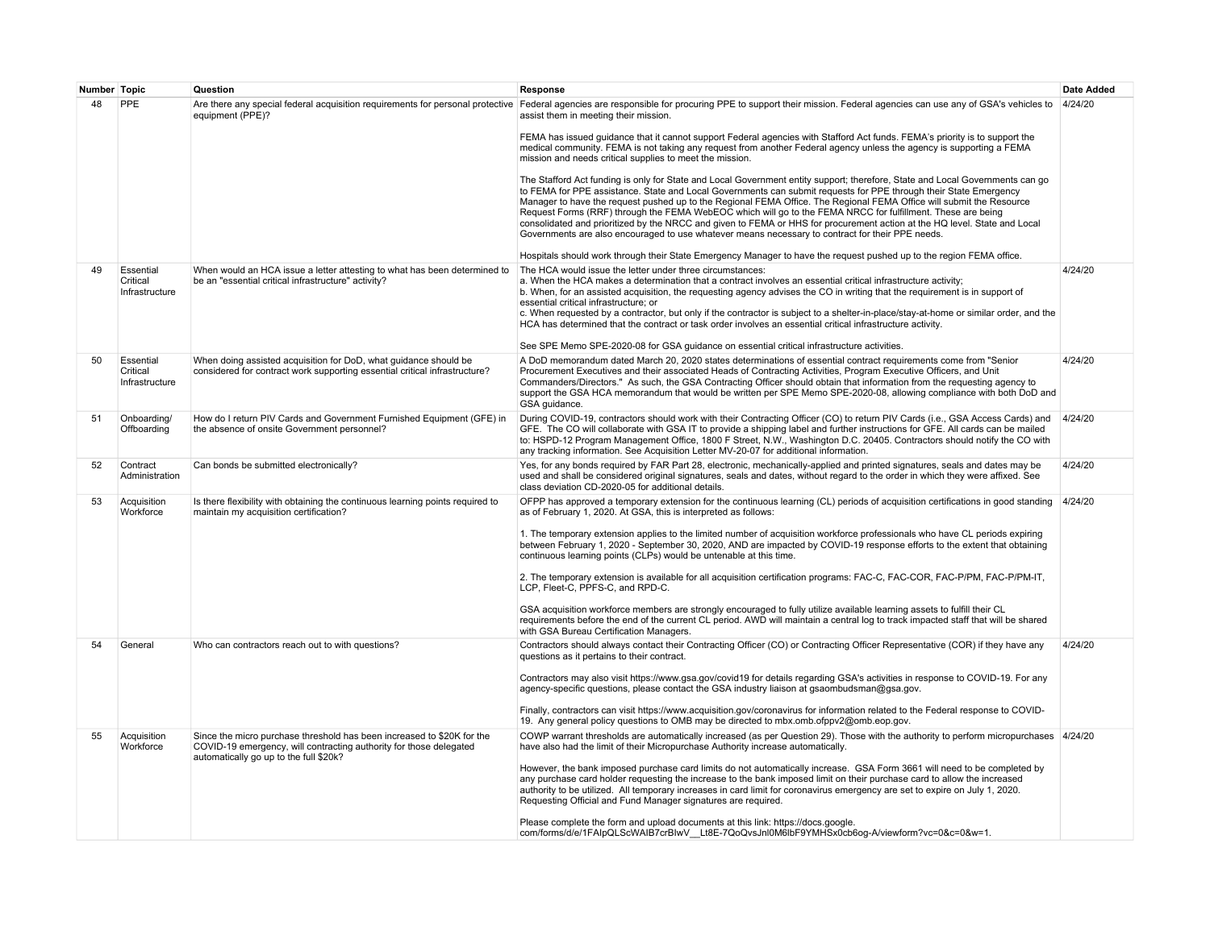| Number | Topic | Question | Response | Date Added |
|---|---|---|---|---|
| 48 | PPE | Are there any special federal acquisition requirements for personal protective equipment (PPE)? | Federal agencies are responsible for procuring PPE to support their mission. Federal agencies can use any of GSA's vehicles to assist them in meeting their mission.<br><br>FEMA has issued guidance that it cannot support Federal agencies with Stafford Act funds. FEMA's priority is to support the medical community. FEMA is not taking any request from another Federal agency unless the agency is supporting a FEMA mission and needs critical supplies to meet the mission.<br><br>The Stafford Act funding is only for State and Local Government entity support; therefore, State and Local Governments can go to FEMA for PPE assistance. State and Local Governments can submit requests for PPE through their State Emergency Manager to have the request pushed up to the Regional FEMA Office. The Regional FEMA Office will submit the Resource Request Forms (RRF) through the FEMA WebEOC which will go to the FEMA NRCC for fulfillment. These are being consolidated and prioritized by the NRCC and given to FEMA or HHS for procurement action at the HQ level. State and Local Governments are also encouraged to use whatever means necessary to contract for their PPE needs.<br><br>Hospitals should work through their State Emergency Manager to have the request pushed up to the region FEMA office. | 4/24/20 |
| 49 | Essential Critical Infrastructure | When would an HCA issue a letter attesting to what has been determined to be an "essential critical infrastructure" activity? | The HCA would issue the letter under three circumstances:<br>a. When the HCA makes a determination that a contract involves an essential critical infrastructure activity;<br>b. When, for an assisted acquisition, the requesting agency advises the CO in writing that the requirement is in support of essential critical infrastructure; or<br>c. When requested by a contractor, but only if the contractor is subject to a shelter-in-place/stay-at-home or similar order, and the HCA has determined that the contract or task order involves an essential critical infrastructure activity.<br><br>See SPE Memo SPE-2020-08 for GSA guidance on essential critical infrastructure activities. | 4/24/20 |
| 50 | Essential Critical Infrastructure | When doing assisted acquisition for DoD, what guidance should be considered for contract work supporting essential critical infrastructure? | A DoD memorandum dated March 20, 2020 states determinations of essential contract requirements come from "Senior Procurement Executives and their associated Heads of Contracting Activities, Program Executive Officers, and Unit Commanders/Directors." As such, the GSA Contracting Officer should obtain that information from the requesting agency to support the GSA HCA memorandum that would be written per SPE Memo SPE-2020-08, allowing compliance with both DoD and GSA guidance. | 4/24/20 |
| 51 | Onboarding/ Offboarding | How do I return PIV Cards and Government Furnished Equipment (GFE) in the absence of onsite Government personnel? | During COVID-19, contractors should work with their Contracting Officer (CO) to return PIV Cards (i.e., GSA Access Cards) and GFE. The CO will collaborate with GSA IT to provide a shipping label and further instructions for GFE. All cards can be mailed to: HSPD-12 Program Management Office, 1800 F Street, N.W., Washington D.C. 20405. Contractors should notify the CO with any tracking information. See Acquisition Letter MV-20-07 for additional information. | 4/24/20 |
| 52 | Contract Administration | Can bonds be submitted electronically? | Yes, for any bonds required by FAR Part 28, electronic, mechanically-applied and printed signatures, seals and dates may be used and shall be considered original signatures, seals and dates, without regard to the order in which they were affixed. See class deviation CD-2020-05 for additional details. | 4/24/20 |
| 53 | Acquisition Workforce | Is there flexibility with obtaining the continuous learning points required to maintain my acquisition certification? | OFPP has approved a temporary extension for the continuous learning (CL) periods of acquisition certifications in good standing as of February 1, 2020. At GSA, this is interpreted as follows:<br><br>1. The temporary extension applies to the limited number of acquisition workforce professionals who have CL periods expiring between February 1, 2020 - September 30, 2020, AND are impacted by COVID-19 response efforts to the extent that obtaining continuous learning points (CLPs) would be untenable at this time.<br><br>2. The temporary extension is available for all acquisition certification programs: FAC-C, FAC-COR, FAC-P/PM, FAC-P/PM-IT, LCP, Fleet-C, PPFS-C, and RPD-C.<br><br>GSA acquisition workforce members are strongly encouraged to fully utilize available learning assets to fulfill their CL requirements before the end of the current CL period. AWD will maintain a central log to track impacted staff that will be shared with GSA Bureau Certification Managers. | 4/24/20 |
| 54 | General | Who can contractors reach out to with questions? | Contractors should always contact their Contracting Officer (CO) or Contracting Officer Representative (COR) if they have any questions as it pertains to their contract.<br><br>Contractors may also visit https://www.gsa.gov/covid19 for details regarding GSA's activities in response to COVID-19. For any agency-specific questions, please contact the GSA industry liaison at gsaombudsman@gsa.gov.<br><br>Finally, contractors can visit https://www.acquisition.gov/coronavirus for information related to the Federal response to COVID-19. Any general policy questions to OMB may be directed to mbx.omb.ofppv2@omb.eop.gov. | 4/24/20 |
| 55 | Acquisition Workforce | Since the micro purchase threshold has been increased to $20K for the COVID-19 emergency, will contracting authority for those delegated automatically go up to the full $20k? | COWP warrant thresholds are automatically increased (as per Question 29). Those with the authority to perform micropurchases have also had the limit of their Micropurchase Authority increase automatically.<br><br>However, the bank imposed purchase card limits do not automatically increase. GSA Form 3661 will need to be completed by any purchase card holder requesting the increase to the bank imposed limit on their purchase card to allow the increased authority to be utilized. All temporary increases in card limit for coronavirus emergency are set to expire on July 1, 2020. Requesting Official and Fund Manager signatures are required.<br><br>Please complete the form and upload documents at this link: https://docs.google.com/forms/d/e/1FAIpQLScWAIB7crBIwV__Lt8E-7QoQvsJnl0M6lbF9YMHSx0cb6og-A/viewform?vc=0&c=0&w=1. | 4/24/20 |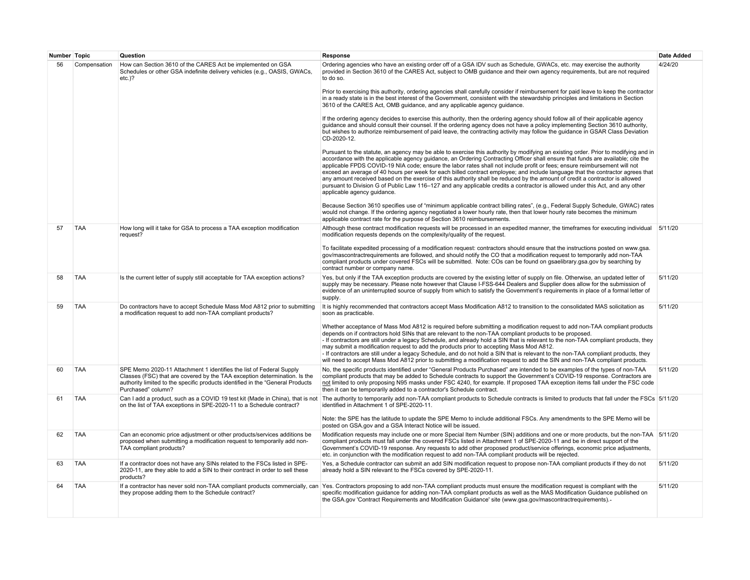| Number | Topic | Question | Response | Date Added |
|---|---|---|---|---|
| 56 | Compensation | How can Section 3610 of the CARES Act be implemented on GSA Schedules or other GSA indefinite delivery vehicles (e.g., OASIS, GWACs, etc.)? | Ordering agencies who have an existing order off of a GSA IDV such as Schedule, GWACs, etc. may exercise the authority provided in Section 3610 of the CARES Act, subject to OMB guidance and their own agency requirements, but are not required to do so.<br><br>Prior to exercising this authority, ordering agencies shall carefully consider if reimbursement for paid leave to keep the contractor in a ready state is in the best interest of the Government, consistent with the stewardship principles and limitations in Section 3610 of the CARES Act, OMB guidance, and any applicable agency guidance.<br><br>If the ordering agency decides to exercise this authority, then the ordering agency should follow all of their applicable agency guidance and should consult their counsel. If the ordering agency does not have a policy implementing Section 3610 authority, but wishes to authorize reimbursement of paid leave, the contracting activity may follow the guidance in GSAR Class Deviation CD-2020-12.<br><br>Pursuant to the statute, an agency may be able to exercise this authority by modifying an existing order. Prior to modifying and in accordance with the applicable agency guidance, an Ordering Contracting Officer shall ensure that funds are available; cite the applicable FPDS COVID-19 NIA code; ensure the labor rates shall not include profit or fees; ensure reimbursement will not exceed an average of 40 hours per week for each billed contract employee; and include language that the contractor agrees that any amount received based on the exercise of this authority shall be reduced by the amount of credit a contractor is allowed pursuant to Division G of Public Law 116–127 and any applicable credits a contractor is allowed under this Act, and any other applicable agency guidance.<br><br>Because Section 3610 specifies use of "minimum applicable contract billing rates", (e.g., Federal Supply Schedule, GWAC) rates would not change. If the ordering agency negotiated a lower hourly rate, then that lower hourly rate becomes the minimum applicable contract rate for the purpose of Section 3610 reimbursements. | 4/24/20 |
| 57 | TAA | How long will it take for GSA to process a TAA exception modification request? | Although these contract modification requests will be processed in an expedited manner, the timeframes for executing individual modification requests depends on the complexity/quality of the request.<br><br>To facilitate expedited processing of a modification request: contractors should ensure that the instructions posted on www.gsa.gov/mascontractrequirements are followed, and should notify the CO that a modification request to temporarily add non-TAA compliant products under covered FSCs will be submitted. Note: COs can be found on gsaelibrary.gsa.gov by searching by contract number or company name. | 5/11/20 |
| 58 | TAA | Is the current letter of supply still acceptable for TAA exception actions? | Yes, but only if the TAA exception products are covered by the existing letter of supply on file. Otherwise, an updated letter of supply may be necessary. Please note however that Clause I-FSS-644 Dealers and Supplier does allow for the submission of evidence of an uninterrupted source of supply from which to satisfy the Government's requirements in place of a formal letter of supply. | 5/11/20 |
| 59 | TAA | Do contractors have to accept Schedule Mass Mod A812 prior to submitting a modification request to add non-TAA compliant products? | It is highly recommended that contractors accept Mass Modification A812 to transition to the consolidated MAS solicitation as soon as practicable.<br><br>Whether acceptance of Mass Mod A812 is required before submitting a modification request to add non-TAA compliant products depends on if contractors hold SINs that are relevant to the non-TAA compliant products to be proposed.<br>- If contractors are still under a legacy Schedule, and already hold a SIN that is relevant to the non-TAA compliant products, they may submit a modification request to add the products prior to accepting Mass Mod A812.<br>- If contractors are still under a legacy Schedule, and do not hold a SIN that is relevant to the non-TAA compliant products, they will need to accept Mass Mod A812 prior to submitting a modification request to add the SIN and non-TAA compliant products. | 5/11/20 |
| 60 | TAA | SPE Memo 2020-11 Attachment 1 identifies the list of Federal Supply Classes (FSC) that are covered by the TAA exception determination. Is the authority limited to the specific products identified in the "General Products Purchased" column? | No, the specific products identified under "General Products Purchased" are intended to be examples of the types of non-TAA compliant products that may be added to Schedule contracts to support the Government's COVID-19 response. Contractors are not limited to only proposing N95 masks under FSC 4240, for example. If proposed TAA exception items fall under the FSC code then it can be temporarily added to a contractor's Schedule contract. | 5/11/20 |
| 61 | TAA | Can I add a product, such as a COVID 19 test kit (Made in China), that is not on the list of TAA exceptions in SPE-2020-11 to a Schedule contract? | The authority to temporarily add non-TAA compliant products to Schedule contracts is limited to products that fall under the FSCs identified in Attachment 1 of SPE-2020-11.<br><br>Note: the SPE has the latitude to update the SPE Memo to include additional FSCs. Any amendments to the SPE Memo will be posted on GSA.gov and a GSA Interact Notice will be issued. | 5/11/20 |
| 62 | TAA | Can an economic price adjustment or other products/services additions be proposed when submitting a modification request to temporarily add non-TAA compliant products? | Modification requests may include one or more Special Item Number (SIN) additions and one or more products, but the non-TAA compliant products must fall under the covered FSCs listed in Attachment 1 of SPE-2020-11 and be in direct support of the Government's COVID-19 response. Any requests to add other proposed product/service offerings, economic price adjustments, etc. in conjunction with the modification request to add non-TAA compliant products will be rejected. | 5/11/20 |
| 63 | TAA | If a contractor does not have any SINs related to the FSCs listed in SPE-2020-11, are they able to add a SIN to their contract in order to sell these products? | Yes, a Schedule contractor can submit an add SIN modification request to propose non-TAA compliant products if they do not already hold a SIN relevant to the FSCs covered by SPE-2020-11. | 5/11/20 |
| 64 | TAA | If a contractor has never sold non-TAA compliant products commercially, can they propose adding them to the Schedule contract? | Yes. Contractors proposing to add non-TAA compliant products must ensure the modification request is compliant with the specific modification guidance for adding non-TAA compliant products as well as the MAS Modification Guidance published on the GSA.gov 'Contract Requirements and Modification Guidance' site (www.gsa.gov/mascontractrequirements).- | 5/11/20 |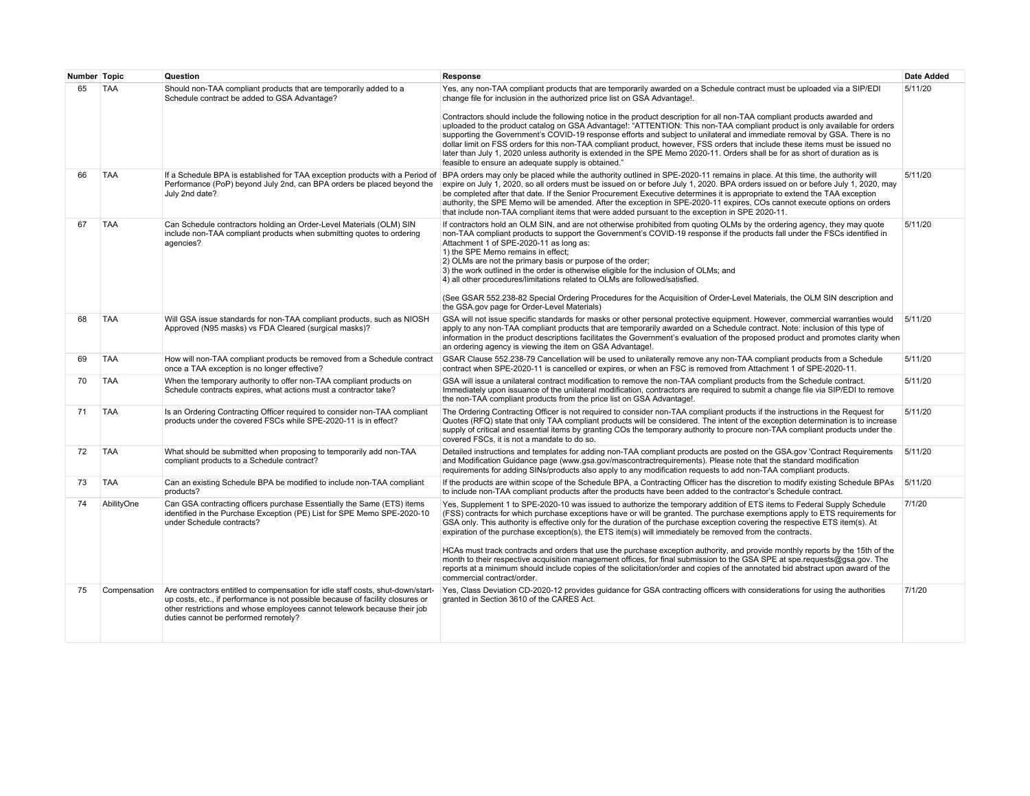| Number | Topic | Question | Response | Date Added |
|---|---|---|---|---|
| 65 | TAA | Should non-TAA compliant products that are temporarily added to a Schedule contract be added to GSA Advantage? | Yes, any non-TAA compliant products that are temporarily awarded on a Schedule contract must be uploaded via a SIP/EDI change file for inclusion in the authorized price list on GSA Advantage!.<br><br>Contractors should include the following notice in the product description for all non-TAA compliant products awarded and uploaded to the product catalog on GSA Advantage!: "ATTENTION: This non-TAA compliant product is only available for orders supporting the Government's COVID-19 response efforts and subject to unilateral and immediate removal by GSA. There is no dollar limit on FSS orders for this non-TAA compliant product, however, FSS orders that include these items must be issued no later than July 1, 2020 unless authority is extended in the SPE Memo 2020-11. Orders shall be for as short of duration as is feasible to ensure an adequate supply is obtained." | 5/11/20 |
| 66 | TAA | If a Schedule BPA is established for TAA exception products with a Period of Performance (PoP) beyond July 2nd, can BPA orders be placed beyond the July 2nd date? | BPA orders may only be placed while the authority outlined in SPE-2020-11 remains in place. At this time, the authority will expire on July 1, 2020, so all orders must be issued on or before July 1, 2020. BPA orders issued on or before July 1, 2020, may be completed after that date. If the Senior Procurement Executive determines it is appropriate to extend the TAA exception authority, the SPE Memo will be amended. After the exception in SPE-2020-11 expires, COs cannot execute options on orders that include non-TAA compliant items that were added pursuant to the exception in SPE 2020-11. | 5/11/20 |
| 67 | TAA | Can Schedule contractors holding an Order-Level Materials (OLM) SIN include non-TAA compliant products when submitting quotes to ordering agencies? | If contractors hold an OLM SIN, and are not otherwise prohibited from quoting OLMs by the ordering agency, they may quote non-TAA compliant products to support the Government's COVID-19 response if the products fall under the FSCs identified in Attachment 1 of SPE-2020-11 as long as:<br>1) the SPE Memo remains in effect;<br>2) OLMs are not the primary basis or purpose of the order;<br>3) the work outlined in the order is otherwise eligible for the inclusion of OLMs; and<br>4) all other procedures/limitations related to OLMs are followed/satisfied.<br><br>(See GSAR 552.238-82 Special Ordering Procedures for the Acquisition of Order-Level Materials, the OLM SIN description and the GSA.gov page for Order-Level Materials) | 5/11/20 |
| 68 | TAA | Will GSA issue standards for non-TAA compliant products, such as NIOSH Approved (N95 masks) vs FDA Cleared (surgical masks)? | GSA will not issue specific standards for masks or other personal protective equipment. However, commercial warranties would apply to any non-TAA compliant products that are temporarily awarded on a Schedule contract. Note: inclusion of this type of information in the product descriptions facilitates the Government's evaluation of the proposed product and promotes clarity when an ordering agency is viewing the item on GSA Advantage!. | 5/11/20 |
| 69 | TAA | How will non-TAA compliant products be removed from a Schedule contract once a TAA exception is no longer effective? | GSAR Clause 552.238-79 Cancellation will be used to unilaterally remove any non-TAA compliant products from a Schedule contract when SPE-2020-11 is cancelled or expires, or when an FSC is removed from Attachment 1 of SPE-2020-11. | 5/11/20 |
| 70 | TAA | When the temporary authority to offer non-TAA compliant products on Schedule contracts expires, what actions must a contractor take? | GSA will issue a unilateral contract modification to remove the non-TAA compliant products from the Schedule contract. Immediately upon issuance of the unilateral modification, contractors are required to submit a change file via SIP/EDI to remove the non-TAA compliant products from the price list on GSA Advantage!. | 5/11/20 |
| 71 | TAA | Is an Ordering Contracting Officer required to consider non-TAA compliant products under the covered FSCs while SPE-2020-11 is in effect? | The Ordering Contracting Officer is not required to consider non-TAA compliant products if the instructions in the Request for Quotes (RFQ) state that only TAA compliant products will be considered. The intent of the exception determination is to increase supply of critical and essential items by granting COs the temporary authority to procure non-TAA compliant products under the covered FSCs, it is not a mandate to do so. | 5/11/20 |
| 72 | TAA | What should be submitted when proposing to temporarily add non-TAA compliant products to a Schedule contract? | Detailed instructions and templates for adding non-TAA compliant products are posted on the GSA.gov 'Contract Requirements and Modification Guidance page (www.gsa.gov/mascontractrequirements). Please note that the standard modification requirements for adding SINs/products also apply to any modification requests to add non-TAA compliant products. | 5/11/20 |
| 73 | TAA | Can an existing Schedule BPA be modified to include non-TAA compliant products? | If the products are within scope of the Schedule BPA, a Contracting Officer has the discretion to modify existing Schedule BPAs to include non-TAA compliant products after the products have been added to the contractor's Schedule contract. | 5/11/20 |
| 74 | AbilityOne | Can GSA contracting officers purchase Essentially the Same (ETS) items identified in the Purchase Exception (PE) List for SPE Memo SPE-2020-10 under Schedule contracts? | Yes, Supplement 1 to SPE-2020-10 was issued to authorize the temporary addition of ETS items to Federal Supply Schedule (FSS) contracts for which purchase exceptions have or will be granted. The purchase exemptions apply to ETS requirements for GSA only. This authority is effective only for the duration of the purchase exception covering the respective ETS item(s). At expiration of the purchase exception(s), the ETS item(s) will immediately be removed from the contracts.<br><br>HCAs must track contracts and orders that use the purchase exception authority, and provide monthly reports by the 15th of the month to their respective acquisition management offices, for final submission to the GSA SPE at spe.requests@gsa.gov. The reports at a minimum should include copies of the solicitation/order and copies of the annotated bid abstract upon award of the commercial contract/order. | 7/1/20 |
| 75 | Compensation | Are contractors entitled to compensation for idle staff costs, shut-down/start-up costs, etc., if performance is not possible because of facility closures or other restrictions and whose employees cannot telework because their job duties cannot be performed remotely? | Yes, Class Deviation CD-2020-12 provides guidance for GSA contracting officers with considerations for using the authorities granted in Section 3610 of the CARES Act. | 7/1/20 |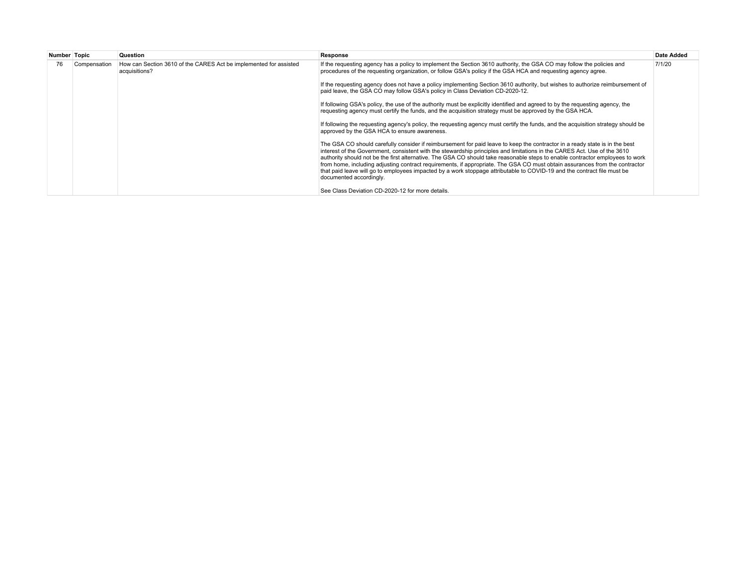| Number | Topic | Question | Response | Date Added |
|---|---|---|---|---|
| 76 | Compensation | How can Section 3610 of the CARES Act be implemented for assisted acquisitions? | If the requesting agency has a policy to implement the Section 3610 authority, the GSA CO may follow the policies and procedures of the requesting organization, or follow GSA's policy if the GSA HCA and requesting agency agree.<br><br>If the requesting agency does not have a policy implementing Section 3610 authority, but wishes to authorize reimbursement of paid leave, the GSA CO may follow GSA's policy in Class Deviation CD-2020-12.<br><br>If following GSA's policy, the use of the authority must be explicitly identified and agreed to by the requesting agency, the requesting agency must certify the funds, and the acquisition strategy must be approved by the GSA HCA.<br><br>If following the requesting agency's policy, the requesting agency must certify the funds, and the acquisition strategy should be approved by the GSA HCA to ensure awareness.<br><br>The GSA CO should carefully consider if reimbursement for paid leave to keep the contractor in a ready state is in the best interest of the Government, consistent with the stewardship principles and limitations in the CARES Act. Use of the 3610 authority should not be the first alternative. The GSA CO should take reasonable steps to enable contractor employees to work from home, including adjusting contract requirements, if appropriate. The GSA CO must obtain assurances from the contractor that paid leave will go to employees impacted by a work stoppage attributable to COVID-19 and the contract file must be documented accordingly.<br><br>See Class Deviation CD-2020-12 for more details. | 7/1/20 |